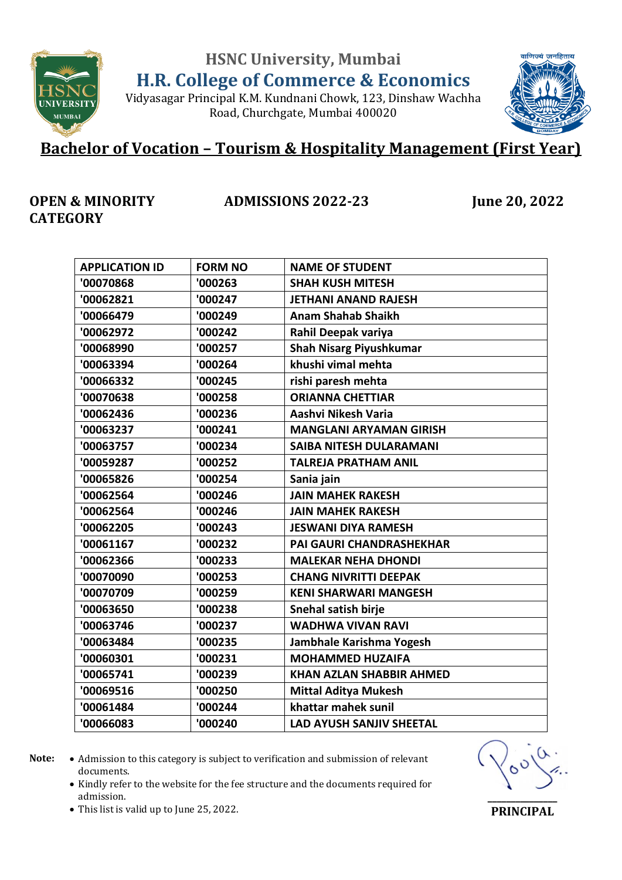HSNC University, Mumbai

# H.R. College of Commerce & Economics

Vidyasagar Principal K.M. Kundnani Chowk, 123, Dinshaw Wachha Road, Churchgate, Mumbai 400020

## Bachelor of Vocation – Tourism & Hospitality Management (First Year)

**OPEN & MINORITY CATEGORY** **ADMISSIONS 2022-23** **June 20, 2022**

| APPLICATION ID | FORM NO | NAME OF STUDENT |
|---|---|---|
| '00070868 | '000263 | SHAH KUSH MITESH |
| '00062821 | '000247 | JETHANI ANAND RAJESH |
| '00066479 | '000249 | Anam Shahab Shaikh |
| '00062972 | '000242 | Rahil Deepak variya |
| '00068990 | '000257 | Shah Nisarg Piyushkumar |
| '00063394 | '000264 | khushi vimal mehta |
| '00066332 | '000245 | rishi paresh mehta |
| '00070638 | '000258 | ORIANNA CHETTIAR |
| '00062436 | '000236 | Aashvi Nikesh Varia |
| '00063237 | '000241 | MANGLANI ARYAMAN GIRISH |
| '00063757 | '000234 | SAIBA NITESH DULARAMANI |
| '00059287 | '000252 | TALREJA PRATHAM ANIL |
| '00065826 | '000254 | Sania jain |
| '00062564 | '000246 | JAIN MAHEK RAKESH |
| '00062564 | '000246 | JAIN MAHEK RAKESH |
| '00062205 | '000243 | JESWANI DIYA RAMESH |
| '00061167 | '000232 | PAI GAURI CHANDRASHEKHAR |
| '00062366 | '000233 | MALEKAR NEHA DHONDI |
| '00070090 | '000253 | CHANG NIVRITTI DEEPAK |
| '00070709 | '000259 | KENI SHARWARI MANGESH |
| '00063650 | '000238 | Snehal satish birje |
| '00063746 | '000237 | WADHWA VIVAN RAVI |
| '00063484 | '000235 | Jambhale Karishma Yogesh |
| '00060301 | '000231 | MOHAMMED HUZAIFA |
| '00065741 | '000239 | KHAN AZLAN SHABBIR AHMED |
| '00069516 | '000250 | Mittal Aditya Mukesh |
| '00061484 | '000244 | khattar mahek sunil |
| '00066083 | '000240 | LAD AYUSH SANJIV SHEETAL |

**Note:**

- Admission to this category is subject to verification and submission of relevant documents.
- Kindly refer to the website for the fee structure and the documents required for admission.
- This list is valid up to June 25, 2022.

**PRINCIPAL**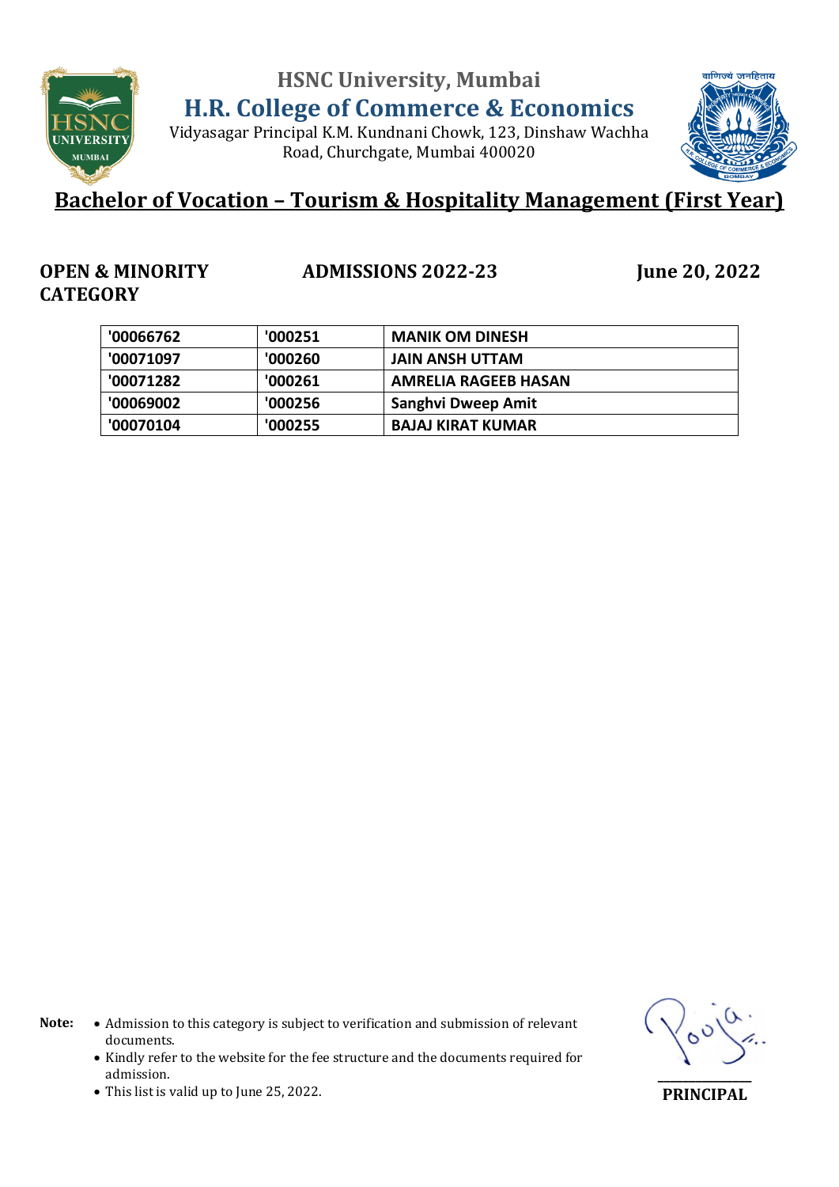HSNC University, Mumbai

**H.R. College of Commerce & Economics**

Vidyasagar Principal K.M. Kundnani Chowk, 123, Dinshaw Wachha Road, Churchgate, Mumbai 400020

## Bachelor of Vocation – Tourism & Hospitality Management (First Year)

**OPEN & MINORITY CATEGORY** **ADMISSIONS 2022-23** **June 20, 2022**

| | | |
|---|---|---|
| '00066762 | '000251 | MANIK OM DINESH |
| '00071097 | '000260 | JAIN ANSH UTTAM |
| '00071282 | '000261 | AMRELIA RAGEEB HASAN |
| '00069002 | '000256 | Sanghvi Dweep Amit |
| '00070104 | '000255 | BAJAJ KIRAT KUMAR |

**Note:**

- Admission to this category is subject to verification and submission of relevant documents.
- Kindly refer to the website for the fee structure and the documents required for admission.
- This list is valid up to June 25, 2022.

**PRINCIPAL**